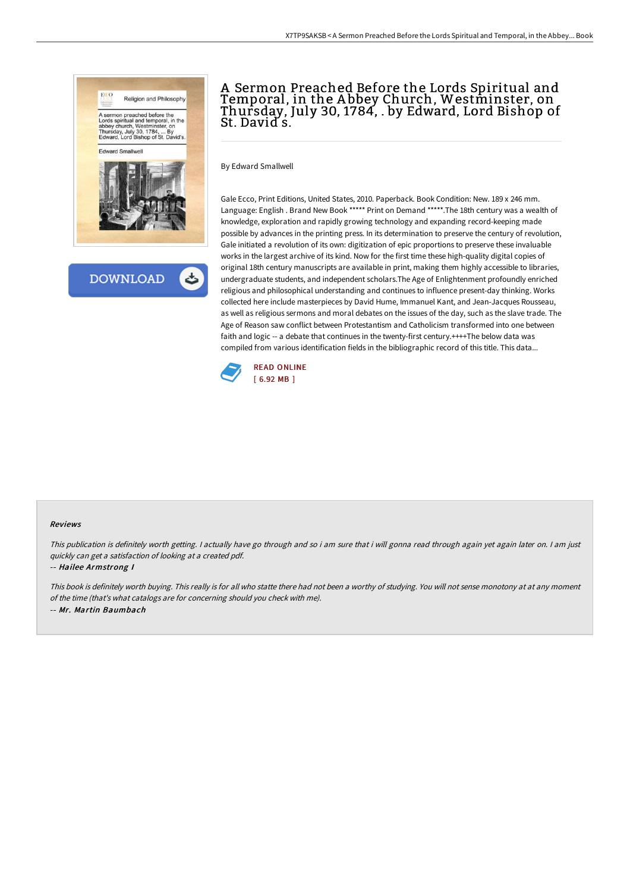# A Sermon Preached Before the Lords Spiritual and Temporal, in the Abbey Church, Westminster, on Thursday, July 30, 1784, . by Edward, Lord Bishop of St. David s.

By Edward Smallwell

Gale Ecco, Print Editions, United States, 2010. Paperback. Book Condition: New. 189 x 246 mm. Language: English . Brand New Book ***** Print on Demand *****.The 18th century was a wealth of knowledge, exploration and rapidly growing technology and expanding record-keeping made possible by advances in the printing press. In its determination to preserve the century of revolution, Gale initiated a revolution of its own: digitization of epic proportions to preserve these invaluable works in the largest archive of its kind. Now for the first time these high-quality digital copies of original 18th century manuscripts are available in print, making them highly accessible to libraries, undergraduate students, and independent scholars.The Age of Enlightenment profoundly enriched religious and philosophical understanding and continues to influence present-day thinking. Works collected here include masterpieces by David Hume, Immanuel Kant, and Jean-Jacques Rousseau, as well as religious sermons and moral debates on the issues of the day, such as the slave trade. The Age of Reason saw conflict between Protestantism and Catholicism transformed into one between faith and logic -- a debate that continues in the twenty-first century.++++The below data was compiled from various identification fields in the bibliographic record of this title. This data...

DOWNLOAD

READ ONLINE
[ 6.92 MB ]

### Reviews

*This publication is definitely worth getting. I actually have go through and so i am sure that i will gonna read through again yet again later on. I am just quickly can get a satisfaction of looking at a created pdf.*

-- ***Hailee Armstrong I***

*This book is definitely worth buying. This really is for all who statte there had not been a worthy of studying. You will not sense monotony at at any moment of the time (that's what catalogs are for concerning should you check with me).*

-- ***Mr. Martin Baumbach***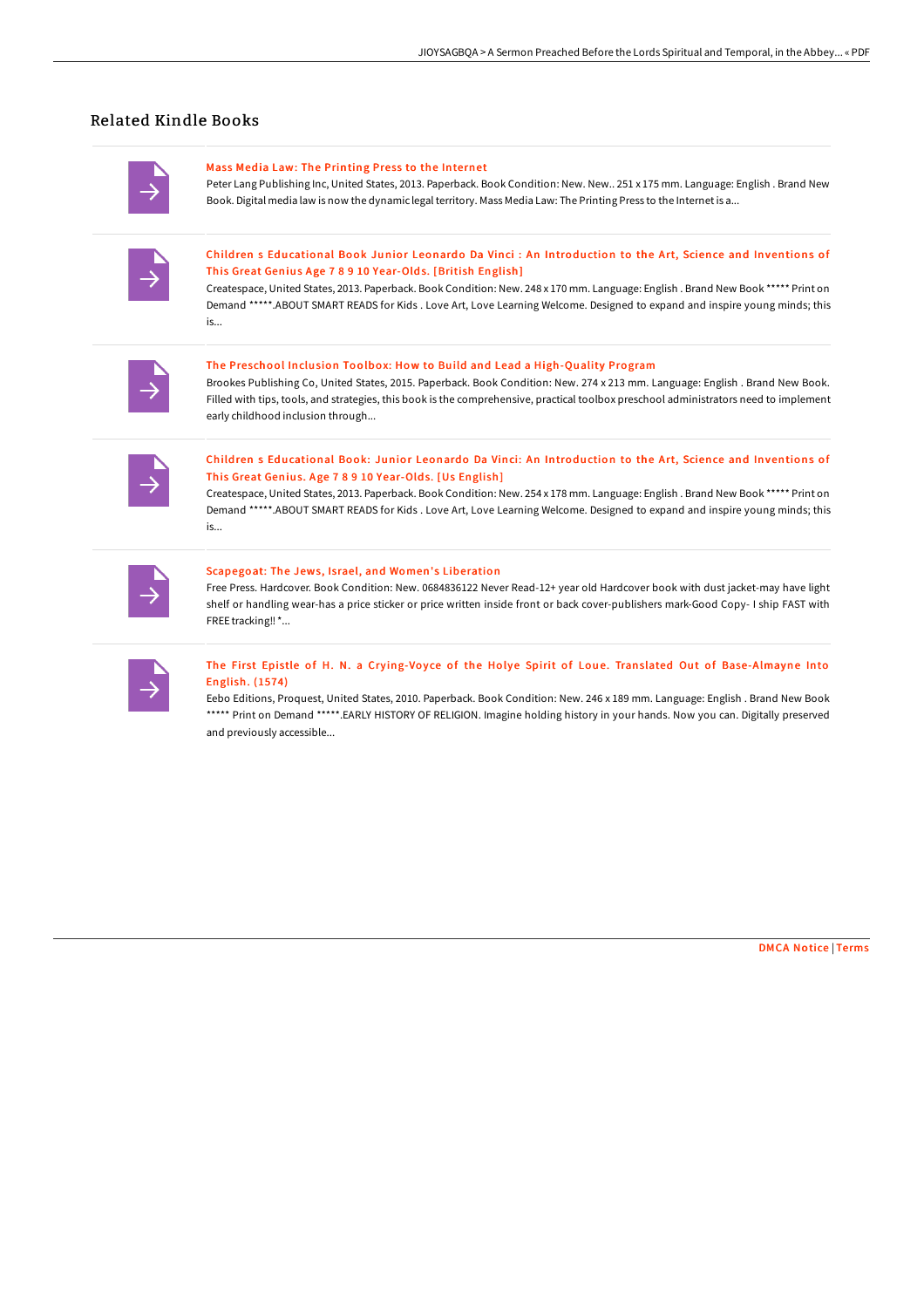## Related Kindle Books

### Mass Media Law: The Printing Press to the Internet

Peter Lang Publishing Inc, United States, 2013. Paperback. Book Condition: New. New.. 251 x 175 mm. Language: English . Brand New Book. Digital media law is now the dynamic legal territory. Mass Media Law: The Printing Press to the Internet is a...

### Children s Educational Book Junior Leonardo Da Vinci : An Introduction to the Art, Science and Inventions of This Great Genius Age 7 8 9 10 Year-Olds. [British English]

Createspace, United States, 2013. Paperback. Book Condition: New. 248 x 170 mm. Language: English . Brand New Book ***** Print on Demand *****.ABOUT SMART READS for Kids . Love Art, Love Learning Welcome. Designed to expand and inspire young minds; this is...

### The Preschool Inclusion Toolbox: How to Build and Lead a High-Quality Program

Brookes Publishing Co, United States, 2015. Paperback. Book Condition: New. 274 x 213 mm. Language: English . Brand New Book. Filled with tips, tools, and strategies, this book is the comprehensive, practical toolbox preschool administrators need to implement early childhood inclusion through...

### Children s Educational Book: Junior Leonardo Da Vinci: An Introduction to the Art, Science and Inventions of This Great Genius. Age 7 8 9 10 Year-Olds. [Us English]

Createspace, United States, 2013. Paperback. Book Condition: New. 254 x 178 mm. Language: English . Brand New Book ***** Print on Demand *****.ABOUT SMART READS for Kids . Love Art, Love Learning Welcome. Designed to expand and inspire young minds; this is...

### Scapegoat: The Jews, Israel, and Women's Liberation

Free Press. Hardcover. Book Condition: New. 0684836122 Never Read-12+ year old Hardcover book with dust jacket-may have light shelf or handling wear-has a price sticker or price written inside front or back cover-publishers mark-Good Copy- I ship FAST with FREE tracking!! *...

### The First Epistle of H. N. a Crying-Voyce of the Holye Spirit of Loue. Translated Out of Base-Almayne Into English. (1574)

Eebo Editions, Proquest, United States, 2010. Paperback. Book Condition: New. 246 x 189 mm. Language: English . Brand New Book ***** Print on Demand *****.EARLY HISTORY OF RELIGION. Imagine holding history in your hands. Now you can. Digitally preserved and previously accessible...

DMCA Notice | Terms